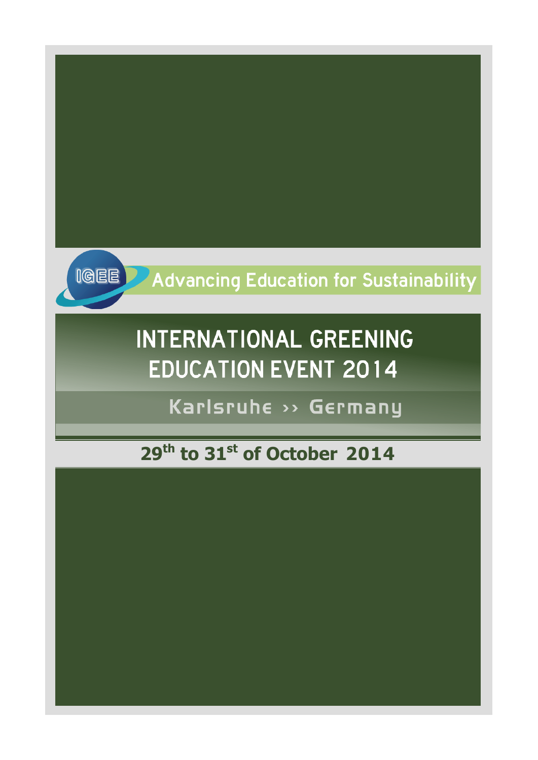IGEE

Advancing Education for Sustainability

# INTERNATIONAL GREENING EDUCATION EVENT 2014

Karlsruhe ›› Germany

**29th to 31st of October 2014**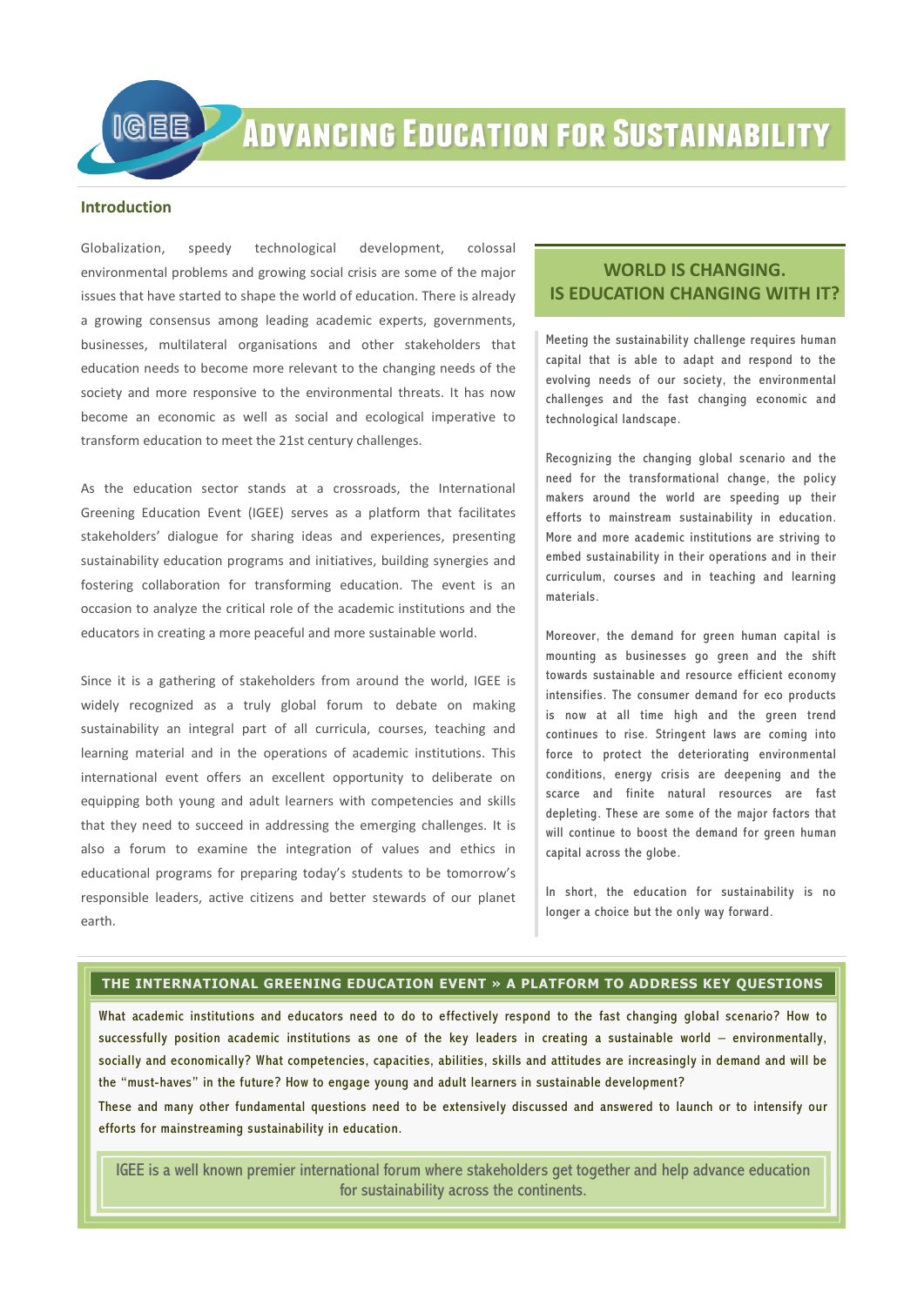# Advancing Education for Sustainability

## Introduction

Globalization, speedy technological development, colossal environmental problems and growing social crisis are some of the major issues that have started to shape the world of education. There is already a growing consensus among leading academic experts, governments, businesses, multilateral organisations and other stakeholders that education needs to become more relevant to the changing needs of the society and more responsive to the environmental threats. It has now become an economic as well as social and ecological imperative to transform education to meet the 21st century challenges.

As the education sector stands at a crossroads, the International Greening Education Event (IGEE) serves as a platform that facilitates stakeholders' dialogue for sharing ideas and experiences, presenting sustainability education programs and initiatives, building synergies and fostering collaboration for transforming education. The event is an occasion to analyze the critical role of the academic institutions and the educators in creating a more peaceful and more sustainable world.

Since it is a gathering of stakeholders from around the world, IGEE is widely recognized as a truly global forum to debate on making sustainability an integral part of all curricula, courses, teaching and learning material and in the operations of academic institutions. This international event offers an excellent opportunity to deliberate on equipping both young and adult learners with competencies and skills that they need to succeed in addressing the emerging challenges. It is also a forum to examine the integration of values and ethics in educational programs for preparing today's students to be tomorrow's responsible leaders, active citizens and better stewards of our planet earth.

## WORLD IS CHANGING. IS EDUCATION CHANGING WITH IT?

Meeting the sustainability challenge requires human capital that is able to adapt and respond to the evolving needs of our society, the environmental challenges and the fast changing economic and technological landscape.

Recognizing the changing global scenario and the need for the transformational change, the policy makers around the world are speeding up their efforts to mainstream sustainability in education. More and more academic institutions are striving to embed sustainability in their operations and in their curriculum, courses and in teaching and learning materials.

Moreover, the demand for green human capital is mounting as businesses go green and the shift towards sustainable and resource efficient economy intensifies. The consumer demand for eco products is now at all time high and the green trend continues to rise. Stringent laws are coming into force to protect the deteriorating environmental conditions, energy crisis are deepening and the scarce and finite natural resources are fast depleting. These are some of the major factors that will continue to boost the demand for green human capital across the globe.

In short, the education for sustainability is no longer a choice but the only way forward.

## THE INTERNATIONAL GREENING EDUCATION EVENT » A PLATFORM TO ADDRESS KEY QUESTIONS

What academic institutions and educators need to do to effectively respond to the fast changing global scenario? How to successfully position academic institutions as one of the key leaders in creating a sustainable world – environmentally, socially and economically? What competencies, capacities, abilities, skills and attitudes are increasingly in demand and will be the "must-haves" in the future? How to engage young and adult learners in sustainable development?

These and many other fundamental questions need to be extensively discussed and answered to launch or to intensify our efforts for mainstreaming sustainability in education.

IGEE is a well known premier international forum where stakeholders get together and help advance education for sustainability across the continents.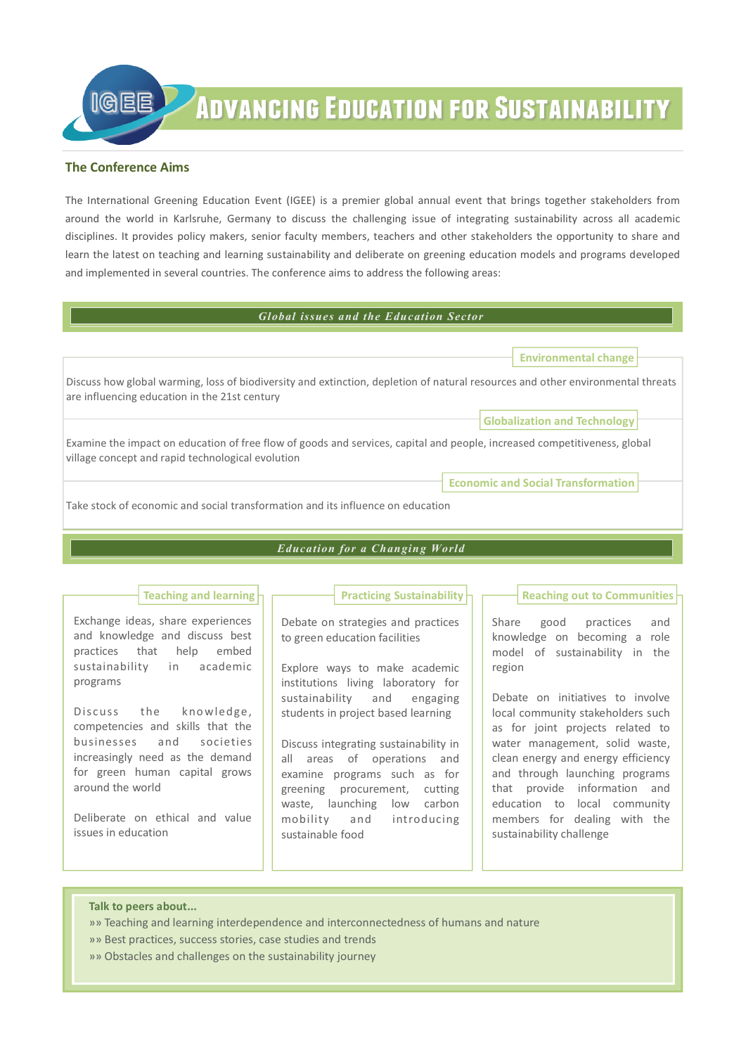# Advancing Education for Sustainability

## The Conference Aims

The International Greening Education Event (IGEE) is a premier global annual event that brings together stakeholders from around the world in Karlsruhe, Germany to discuss the challenging issue of integrating sustainability across all academic disciplines. It provides policy makers, senior faculty members, teachers and other stakeholders the opportunity to share and learn the latest on teaching and learning sustainability and deliberate on greening education models and programs developed and implemented in several countries. The conference aims to address the following areas:

### *Global issues and the Education Sector*

**Environmental change**

Discuss how global warming, loss of biodiversity and extinction, depletion of natural resources and other environmental threats are influencing education in the 21st century

**Globalization and Technology**

Examine the impact on education of free flow of goods and services, capital and people, increased competitiveness, global village concept and rapid technological evolution

**Economic and Social Transformation**

Take stock of economic and social transformation and its influence on education

### *Education for a Changing World*

**Teaching and learning**

Exchange ideas, share experiences and knowledge and discuss best practices that help embed sustainability in academic programs

Discuss the knowledge, competencies and skills that the businesses and societies increasingly need as the demand for green human capital grows around the world

Deliberate on ethical and value issues in education

**Practicing Sustainability**

Debate on strategies and practices to green education facilities

Explore ways to make academic institutions living laboratory for sustainability and engaging students in project based learning

Discuss integrating sustainability in all areas of operations and examine programs such as for greening procurement, cutting waste, launching low carbon mobility and introducing sustainable food

**Reaching out to Communities**

Share good practices and knowledge on becoming a role model of sustainability in the region

Debate on initiatives to involve local community stakeholders such as for joint projects related to water management, solid waste, clean energy and energy efficiency and through launching programs that provide information and education to local community members for dealing with the sustainability challenge

**Talk to peers about...**

»» Teaching and learning interdependence and interconnectedness of humans and nature
»» Best practices, success stories, case studies and trends
»» Obstacles and challenges on the sustainability journey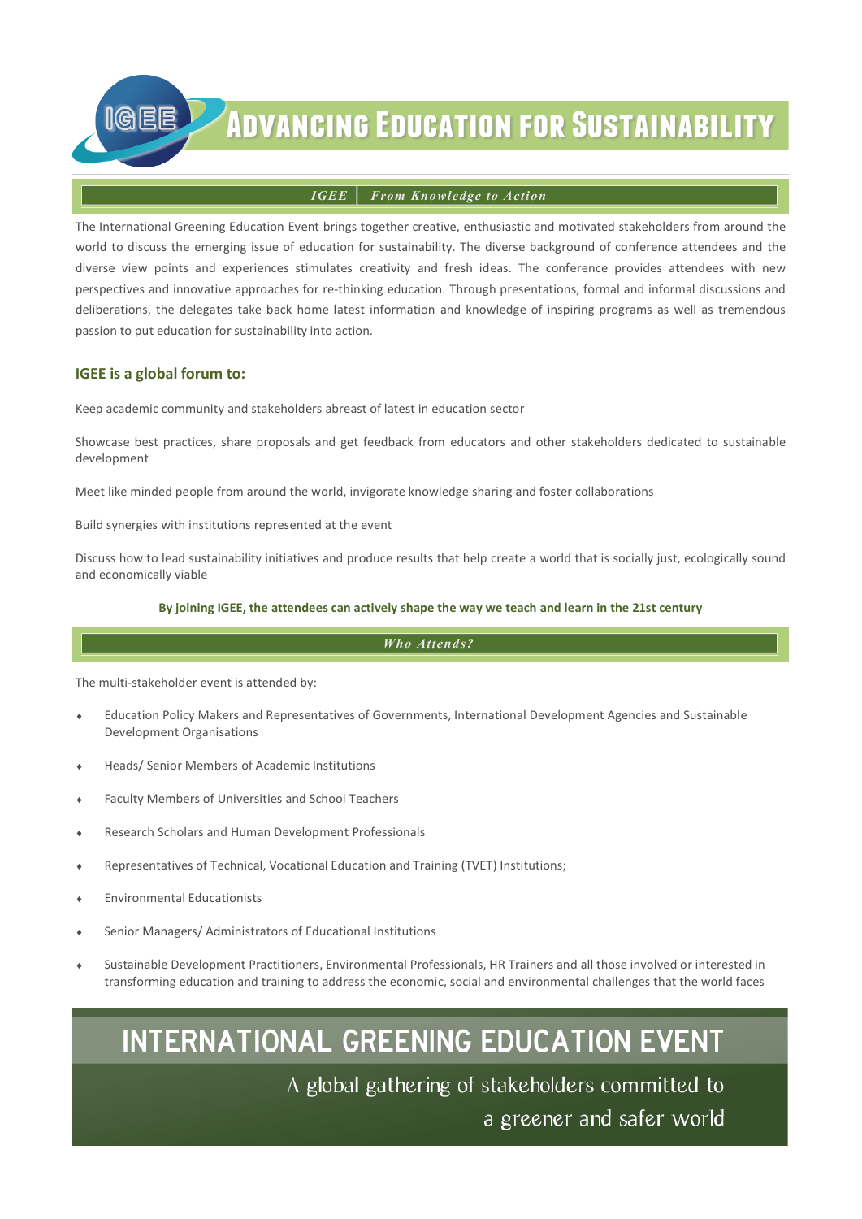# ADVANCING EDUCATION FOR SUSTAINABILITY

***IGEE | From Knowledge to Action***

The International Greening Education Event brings together creative, enthusiastic and motivated stakeholders from around the world to discuss the emerging issue of education for sustainability. The diverse background of conference attendees and the diverse view points and experiences stimulates creativity and fresh ideas. The conference provides attendees with new perspectives and innovative approaches for re-thinking education. Through presentations, formal and informal discussions and deliberations, the delegates take back home latest information and knowledge of inspiring programs as well as tremendous passion to put education for sustainability into action.

### IGEE is a global forum to:

Keep academic community and stakeholders abreast of latest in education sector

Showcase best practices, share proposals and get feedback from educators and other stakeholders dedicated to sustainable development

Meet like minded people from around the world, invigorate knowledge sharing and foster collaborations

Build synergies with institutions represented at the event

Discuss how to lead sustainability initiatives and produce results that help create a world that is socially just, ecologically sound and economically viable

**By joining IGEE, the attendees can actively shape the way we teach and learn in the 21st century**

***Who Attends?***

The multi-stakeholder event is attended by:

- Education Policy Makers and Representatives of Governments, International Development Agencies and Sustainable Development Organisations
- Heads/ Senior Members of Academic Institutions
- Faculty Members of Universities and School Teachers
- Research Scholars and Human Development Professionals
- Representatives of Technical, Vocational Education and Training (TVET) Institutions;
- Environmental Educationists
- Senior Managers/ Administrators of Educational Institutions
- Sustainable Development Practitioners, Environmental Professionals, HR Trainers and all those involved or interested in transforming education and training to address the economic, social and environmental challenges that the world faces

## INTERNATIONAL GREENING EDUCATION EVENT

A global gathering of stakeholders committed to a greener and safer world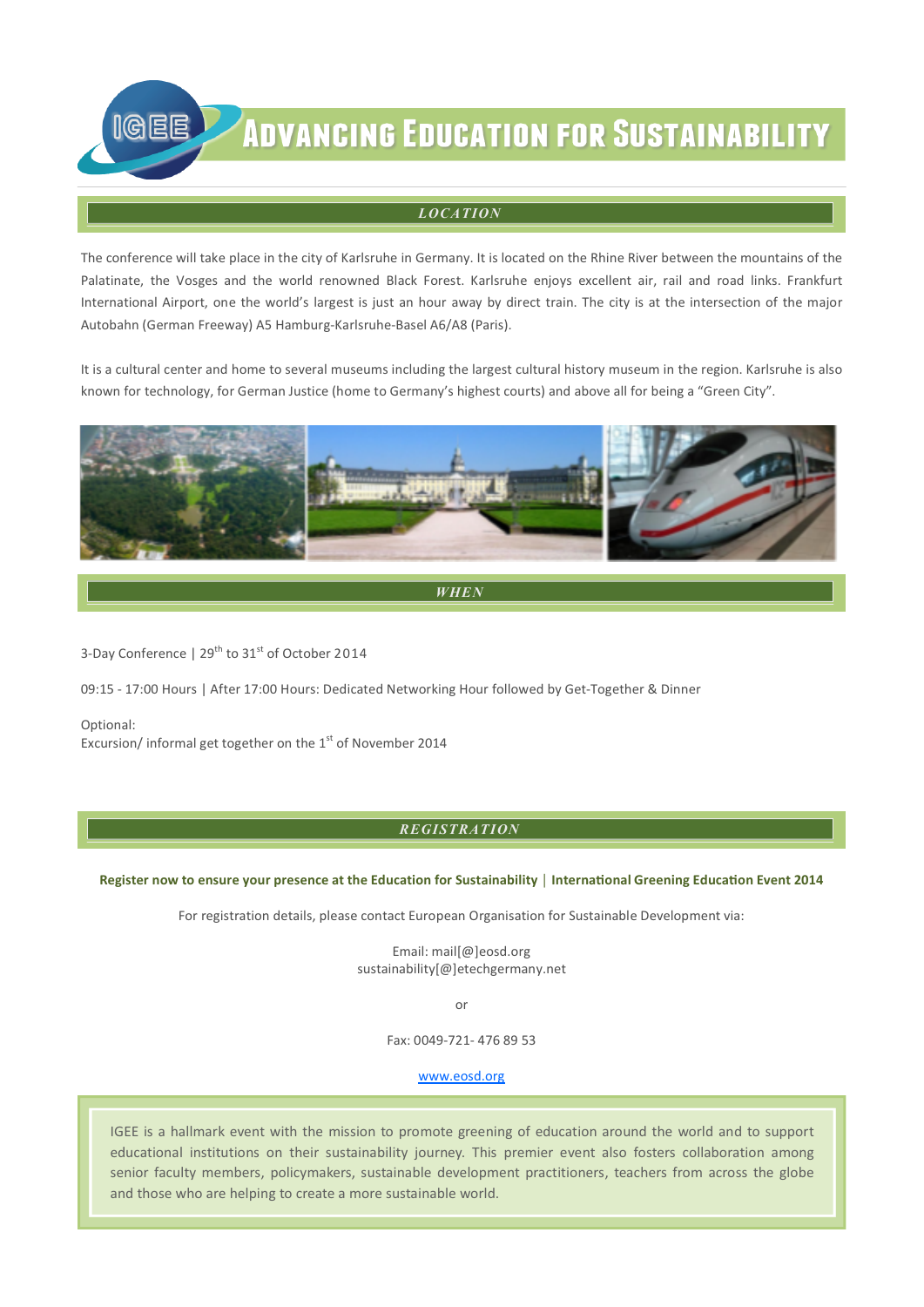# Advancing Education for Sustainability

## *LOCATION*

The conference will take place in the city of Karlsruhe in Germany. It is located on the Rhine River between the mountains of the Palatinate, the Vosges and the world renowned Black Forest. Karlsruhe enjoys excellent air, rail and road links. Frankfurt International Airport, one the world's largest is just an hour away by direct train. The city is at the intersection of the major Autobahn (German Freeway) A5 Hamburg-Karlsruhe-Basel A6/A8 (Paris).

It is a cultural center and home to several museums including the largest cultural history museum in the region. Karlsruhe is also known for technology, for German Justice (home to Germany's highest courts) and above all for being a "Green City".

## *WHEN*

3-Day Conference | 29th to 31st of October 2014

09:15 - 17:00 Hours | After 17:00 Hours: Dedicated Networking Hour followed by Get-Together & Dinner

Optional:
Excursion/ informal get together on the 1st of November 2014

## *REGISTRATION*

**Register now to ensure your presence at the Education for Sustainability | International Greening Education Event 2014**

For registration details, please contact European Organisation for Sustainable Development via:

Email: mail[@]eosd.org
sustainability[@]etechgermany.net

or

Fax: 0049-721- 476 89 53

www.eosd.org

IGEE is a hallmark event with the mission to promote greening of education around the world and to support educational institutions on their sustainability journey. This premier event also fosters collaboration among senior faculty members, policymakers, sustainable development practitioners, teachers from across the globe and those who are helping to create a more sustainable world.